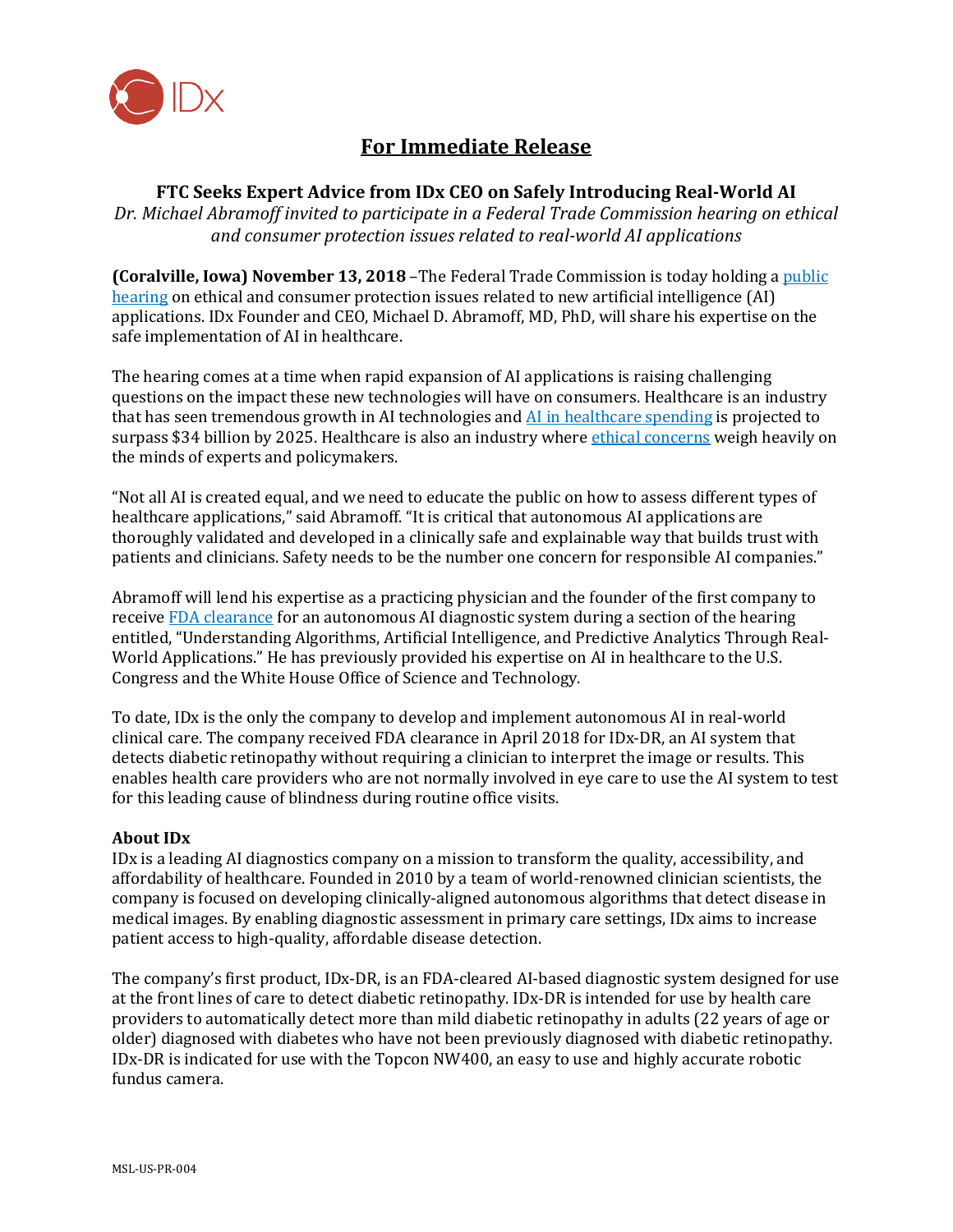IDx

# For Immediate Release

## FTC Seeks Expert Advice from IDx CEO on Safely Introducing Real-World AI

*Dr. Michael Abramoff invited to participate in a Federal Trade Commission hearing on ethical and consumer protection issues related to real-world AI applications*

**(Coralville, Iowa) November 13, 2018** –The Federal Trade Commission is today holding a public hearing on ethical and consumer protection issues related to new artificial intelligence (AI) applications. IDx Founder and CEO, Michael D. Abramoff, MD, PhD, will share his expertise on the safe implementation of AI in healthcare.

The hearing comes at a time when rapid expansion of AI applications is raising challenging questions on the impact these new technologies will have on consumers. Healthcare is an industry that has seen tremendous growth in AI technologies and AI in healthcare spending is projected to surpass $34 billion by 2025. Healthcare is also an industry where ethical concerns weigh heavily on the minds of experts and policymakers.

"Not all AI is created equal, and we need to educate the public on how to assess different types of healthcare applications," said Abramoff. "It is critical that autonomous AI applications are thoroughly validated and developed in a clinically safe and explainable way that builds trust with patients and clinicians. Safety needs to be the number one concern for responsible AI companies."

Abramoff will lend his expertise as a practicing physician and the founder of the first company to receive FDA clearance for an autonomous AI diagnostic system during a section of the hearing entitled, "Understanding Algorithms, Artificial Intelligence, and Predictive Analytics Through Real-World Applications." He has previously provided his expertise on AI in healthcare to the U.S. Congress and the White House Office of Science and Technology.

To date, IDx is the only the company to develop and implement autonomous AI in real-world clinical care. The company received FDA clearance in April 2018 for IDx-DR, an AI system that detects diabetic retinopathy without requiring a clinician to interpret the image or results. This enables health care providers who are not normally involved in eye care to use the AI system to test for this leading cause of blindness during routine office visits.

**About IDx**

IDx is a leading AI diagnostics company on a mission to transform the quality, accessibility, and affordability of healthcare. Founded in 2010 by a team of world-renowned clinician scientists, the company is focused on developing clinically-aligned autonomous algorithms that detect disease in medical images. By enabling diagnostic assessment in primary care settings, IDx aims to increase patient access to high-quality, affordable disease detection.

The company's first product, IDx-DR, is an FDA-cleared AI-based diagnostic system designed for use at the front lines of care to detect diabetic retinopathy. IDx-DR is intended for use by health care providers to automatically detect more than mild diabetic retinopathy in adults (22 years of age or older) diagnosed with diabetes who have not been previously diagnosed with diabetic retinopathy. IDx-DR is indicated for use with the Topcon NW400, an easy to use and highly accurate robotic fundus camera.

MSL-US-PR-004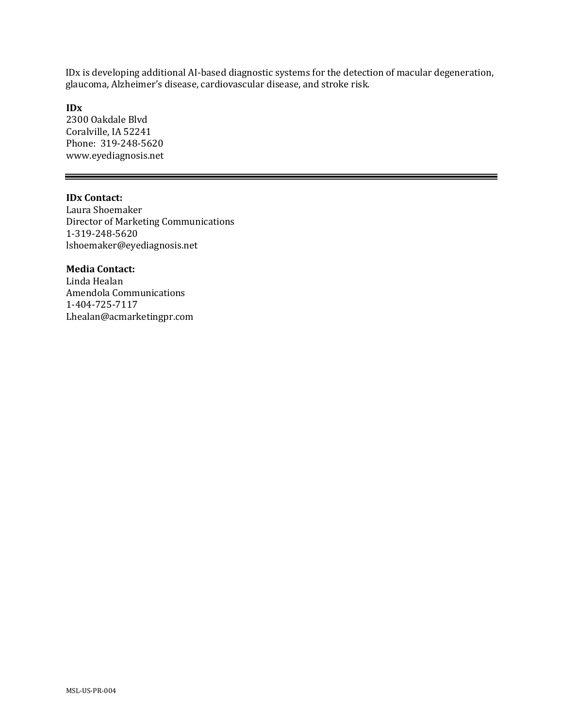IDx is developing additional AI-based diagnostic systems for the detection of macular degeneration, glaucoma, Alzheimer's disease, cardiovascular disease, and stroke risk.

**IDx**
2300 Oakdale Blvd
Coralville, IA 52241
Phone: 319-248-5620
www.eyediagnosis.net

---

**IDx Contact:**
Laura Shoemaker
Director of Marketing Communications
1-319-248-5620
lshoemaker@eyediagnosis.net

**Media Contact:**
Linda Healan
Amendola Communications
1-404-725-7117
Lhealan@acmarketingpr.com

MSL-US-PR-004